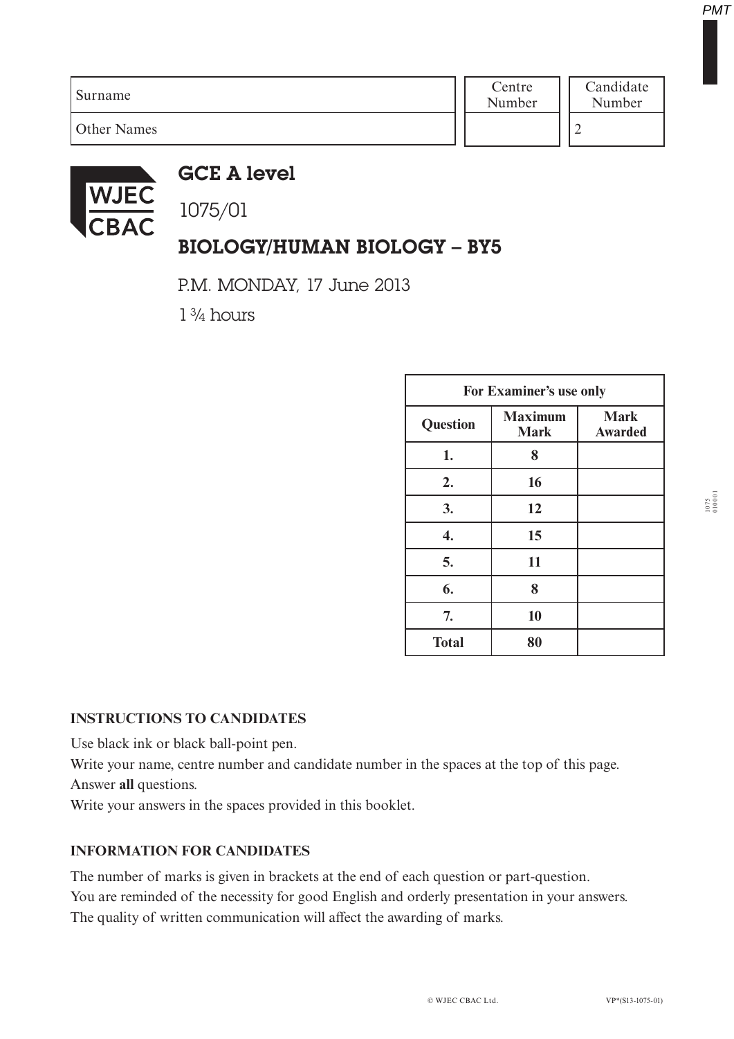| Surname | Centre Number | Candidate Number |
|---|---|---|
| Other Names | | 2 |

# GCE A level

1075/01

## BIOLOGY/HUMAN BIOLOGY – BY5

P.M. MONDAY, 17 June 2013

1 ¾ hours

| For Examiner's use only | | |
|---|---|---|
| **Question** | **Maximum Mark** | **Mark Awarded** |
| **1.** | **8** | |
| **2.** | **16** | |
| **3.** | **12** | |
| **4.** | **15** | |
| **5.** | **11** | |
| **6.** | **8** | |
| **7.** | **10** | |
| **Total** | **80** | |

### INSTRUCTIONS TO CANDIDATES

Use black ink or black ball-point pen.
Write your name, centre number and candidate number in the spaces at the top of this page.
Answer **all** questions.
Write your answers in the spaces provided in this booklet.

### INFORMATION FOR CANDIDATES

The number of marks is given in brackets at the end of each question or part-question.
You are reminded of the necessity for good English and orderly presentation in your answers.
The quality of written communication will affect the awarding of marks.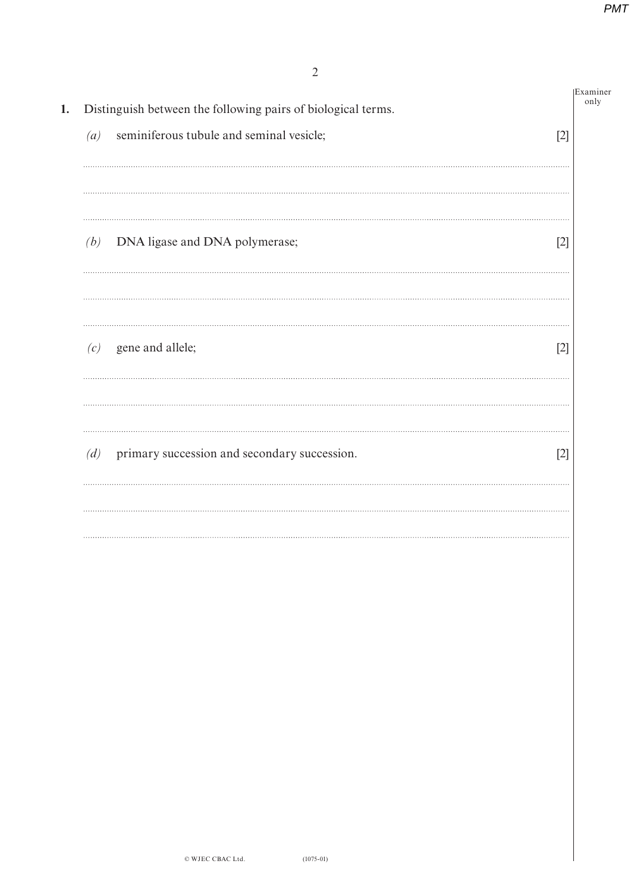1. Distinguish between the following pairs of biological terms.

   *(a)* seminiferous tubule and seminal vesicle; [2]

   ..........................................................................................

   ..........................................................................................

   ..........................................................................................

   *(b)* DNA ligase and DNA polymerase; [2]

   ..........................................................................................

   ..........................................................................................

   ..........................................................................................

   *(c)* gene and allele; [2]

   ..........................................................................................

   ..........................................................................................

   ..........................................................................................

   *(d)* primary succession and secondary succession. [2]

   ..........................................................................................

   ..........................................................................................

   ..........................................................................................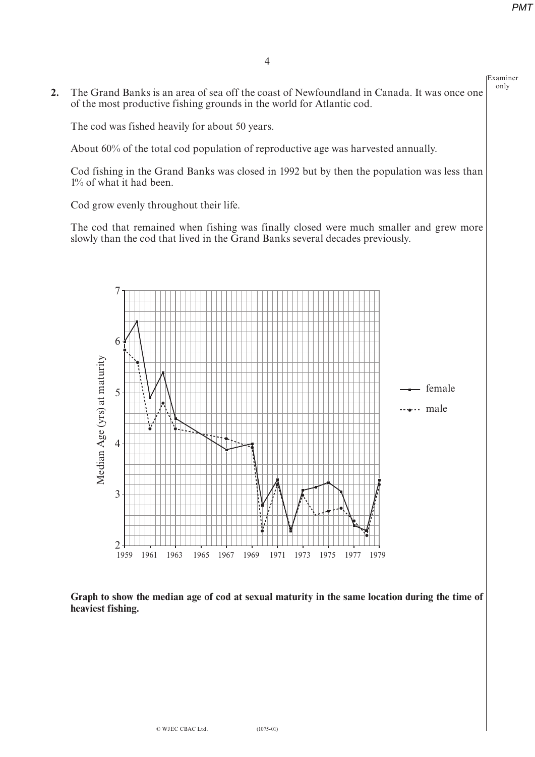**2.** The Grand Banks is an area of sea off the coast of Newfoundland in Canada. It was once one of the most productive fishing grounds in the world for Atlantic cod.

The cod was fished heavily for about 50 years.

About 60% of the total cod population of reproductive age was harvested annually.

Cod fishing in the Grand Banks was closed in 1992 but by then the population was less than 1% of what it had been.

Cod grow evenly throughout their life.

The cod that remained when fishing was finally closed were much smaller and grew more slowly than the cod that lived in the Grand Banks several decades previously.

**Graph to show the median age of cod at sexual maturity in the same location during the time of heaviest fishing.**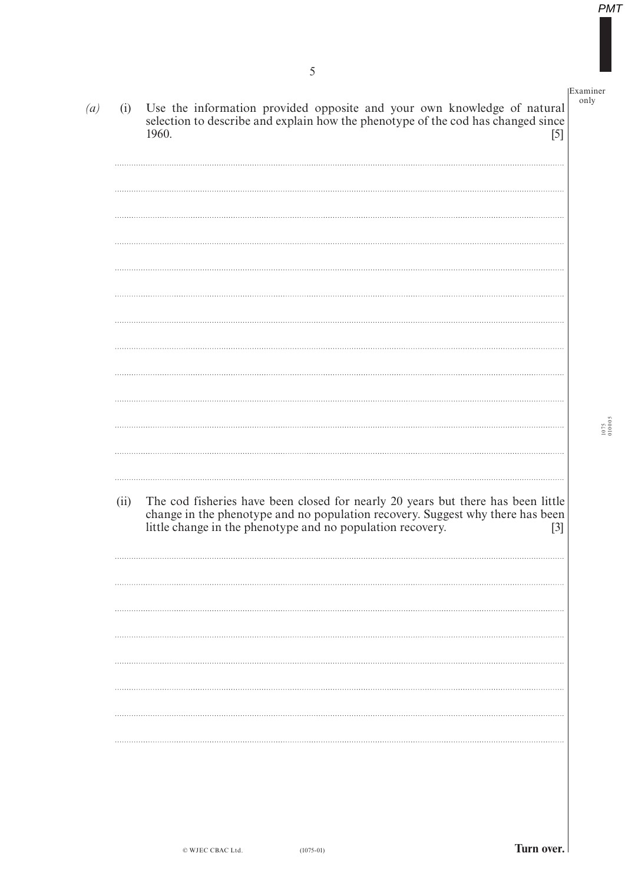*(a)* (i) Use the information provided opposite and your own knowledge of natural selection to describe and explain how the phenotype of the cod has changed since 1960. [5]

(ii) The cod fisheries have been closed for nearly 20 years but there has been little change in the phenotype and no population recovery. Suggest why there has been little change in the phenotype and no population recovery. [3]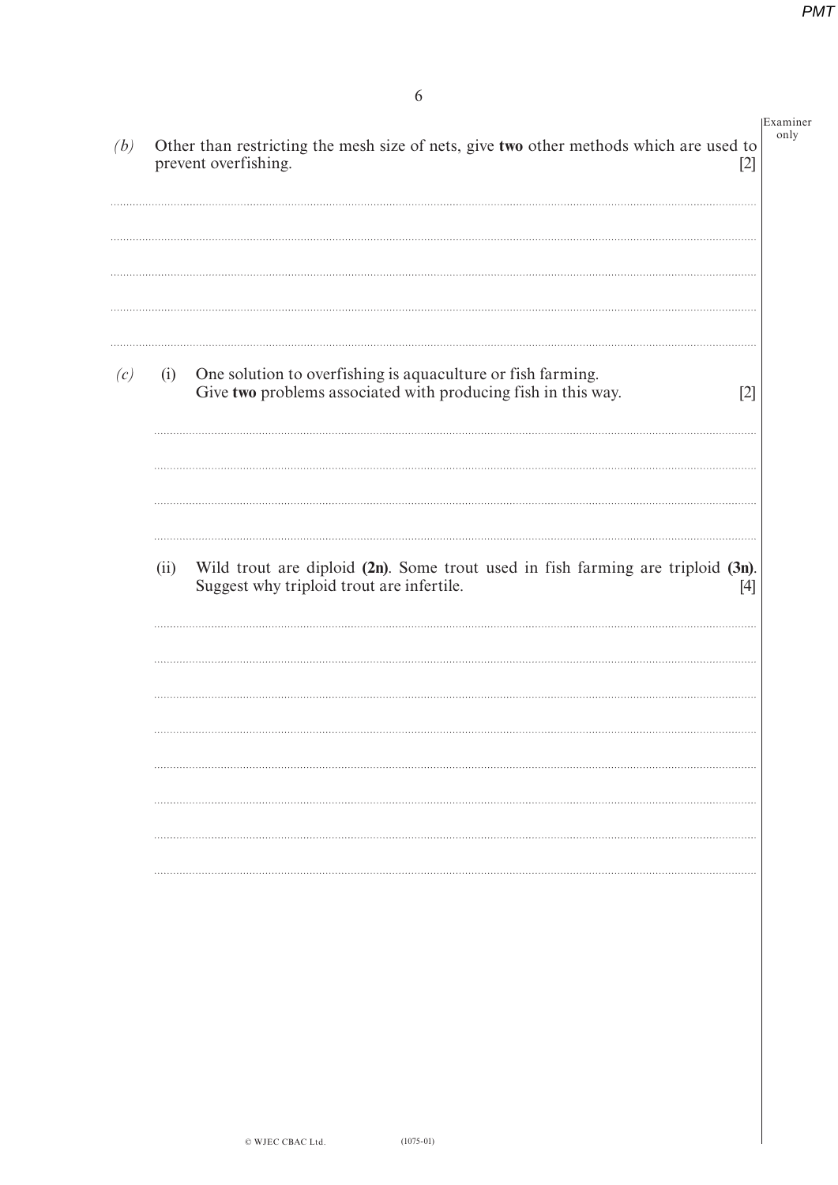*(b)* Other than restricting the mesh size of nets, give **two** other methods which are used to prevent overfishing. [2]

*(c)* (i) One solution to overfishing is aquaculture or fish farming.
Give **two** problems associated with producing fish in this way. [2]

(ii) Wild trout are diploid **(2n)**. Some trout used in fish farming are triploid **(3n)**.
Suggest why triploid trout are infertile. [4]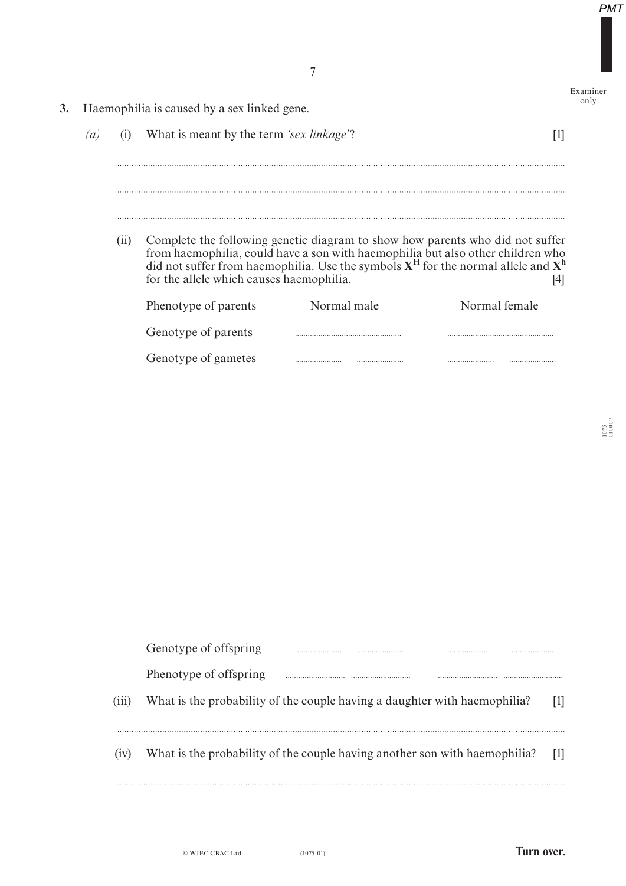**3.** Haemophilia is caused by a sex linked gene.

*(a)* (i) What is meant by the term *'sex linkage'*? [1]

..............................................................................................................................................

..............................................................................................................................................

..............................................................................................................................................

(ii) Complete the following genetic diagram to show how parents who did not suffer from haemophilia, could have a son with haemophilia but also other children who did not suffer from haemophilia. Use the symbols $\mathbf{X^H}$ for the normal allele and $\mathbf{X^h}$ for the allele which causes haemophilia. [4]

| | | |
|---|---|---|
| Phenotype of parents | Normal male | Normal female |
| Genotype of parents | .................................... | .................................... |
| Genotype of gametes | .............. .............. | .............. .............. |

| | | | | |
|---|---|---|---|---|
| Genotype of offspring | .............. | .............. | .............. | .............. |
| Phenotype of offspring | .............. | .............. | .............. | .............. |

(iii) What is the probability of the couple having a daughter with haemophilia? [1]

..............................................................................................................................................

(iv) What is the probability of the couple having another son with haemophilia? [1]

..............................................................................................................................................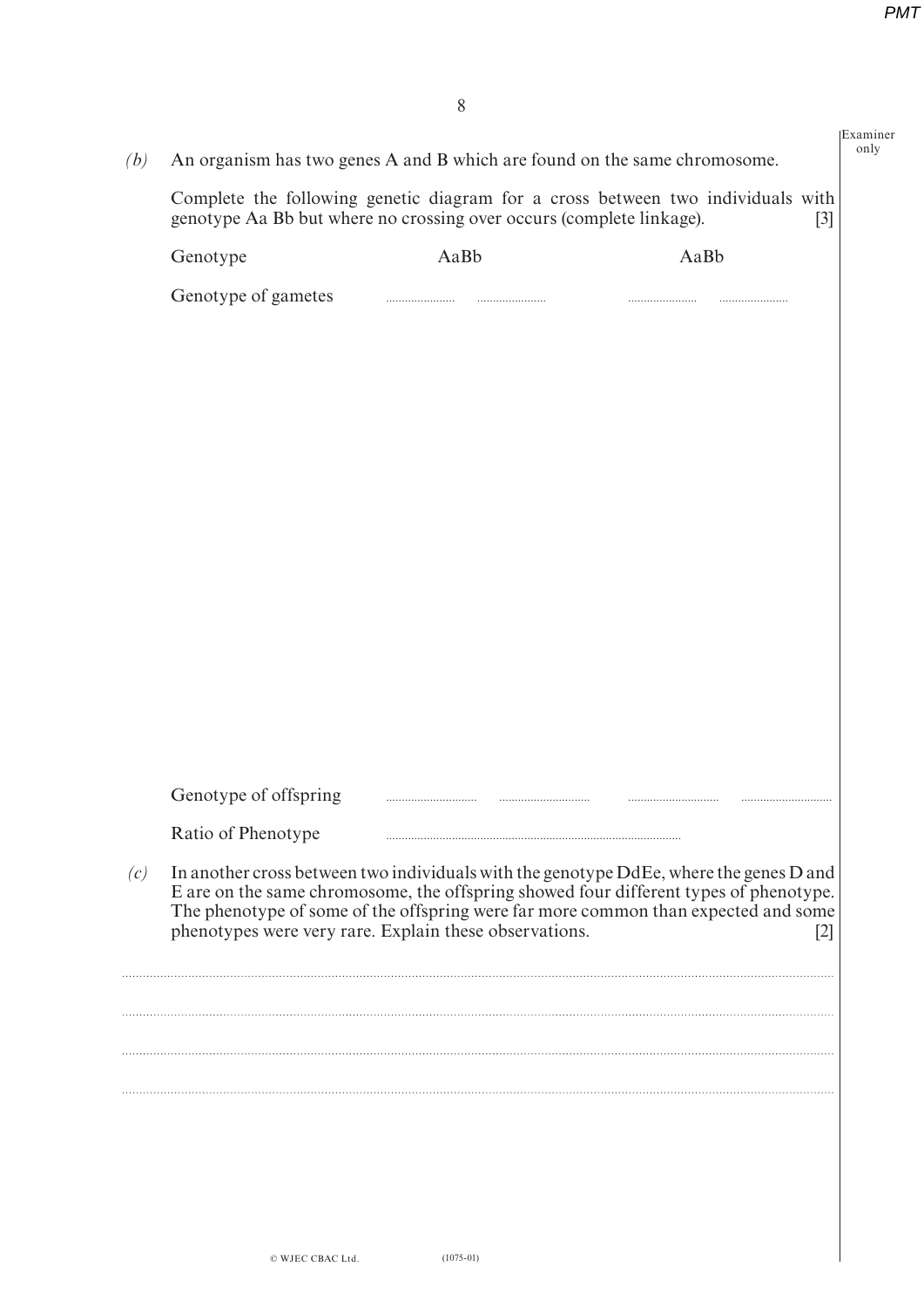*(b)* An organism has two genes A and B which are found on the same chromosome.

Complete the following genetic diagram for a cross between two individuals with genotype Aa Bb but where no crossing over occurs (complete linkage). [3]

Genotype AaBb AaBb

Genotype of gametes .................... .................... .................... ....................

Genotype of offspring .................... .................... .................... ....................

Ratio of Phenotype ....................................................................

*(c)* In another cross between two individuals with the genotype DdEe, where the genes D and E are on the same chromosome, the offspring showed four different types of phenotype. The phenotype of some of the offspring were far more common than expected and some phenotypes were very rare. Explain these observations. [2]

..............................................................................................................................................

..............................................................................................................................................

..............................................................................................................................................

..............................................................................................................................................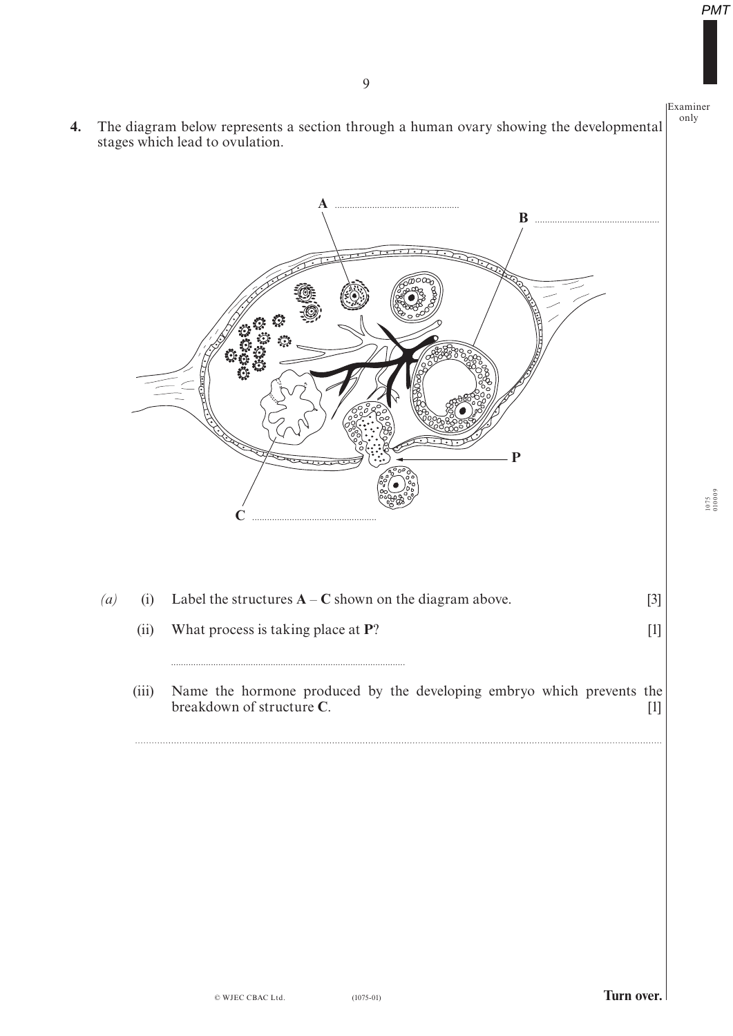**4.** The diagram below represents a section through a human ovary showing the developmental stages which lead to ovulation.

A ..............................................

B ..............................................

P

C ..............................................

*(a)* (i) Label the structures **A** – **C** shown on the diagram above. [3]

(ii) What process is taking place at **P**? [1]

..............................................................................................

(iii) Name the hormone produced by the developing embryo which prevents the breakdown of structure **C**. [1]

..............................................................................................................................................................................................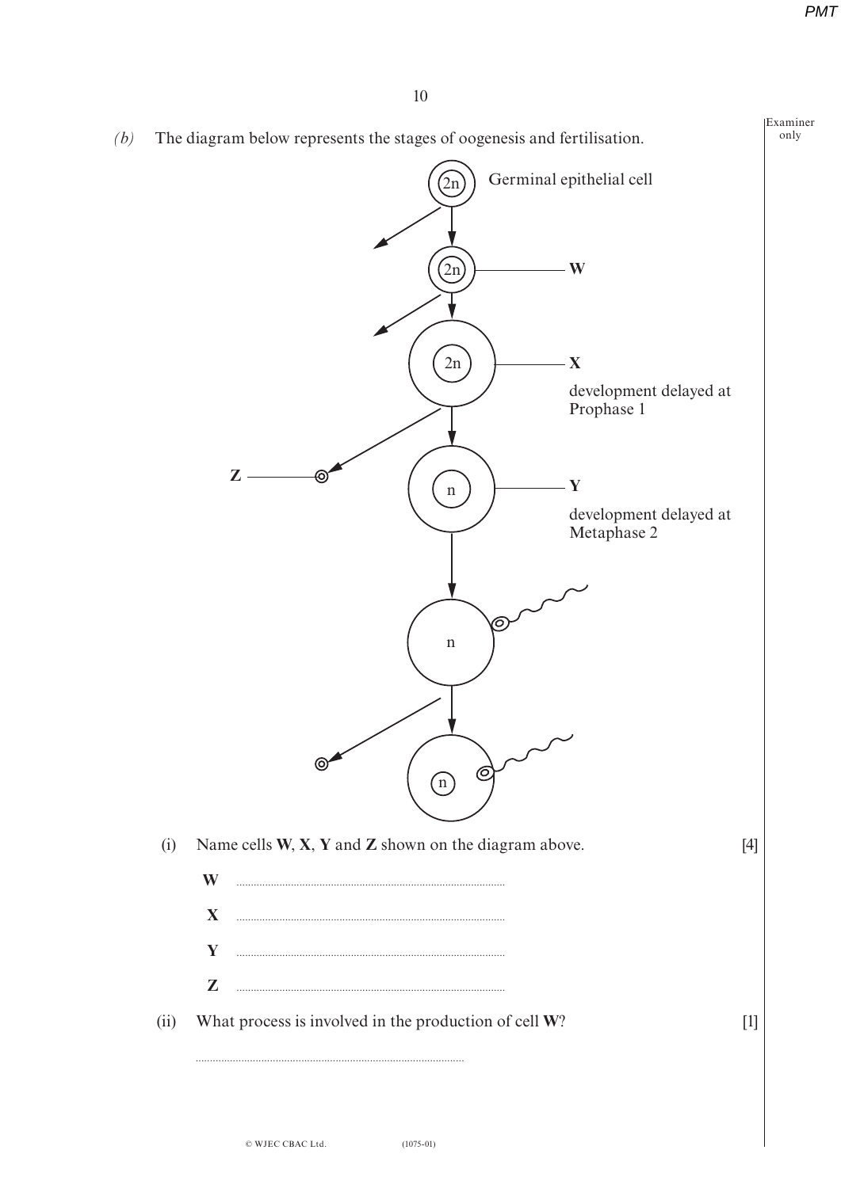*(b)* The diagram below represents the stages of oogenesis and fertilisation.

Germinal epithelial cell (2n)

W (2n)

X (2n) — development delayed at Prophase 1

Z

Y (n) — development delayed at Metaphase 2

(i) Name cells **W**, **X**, **Y** and **Z** shown on the diagram above. [4]

**W** ..............................................................................................

**X** ..............................................................................................

**Y** ..............................................................................................

**Z** ..............................................................................................

(ii) What process is involved in the production of cell **W**? [1]

..............................................................................................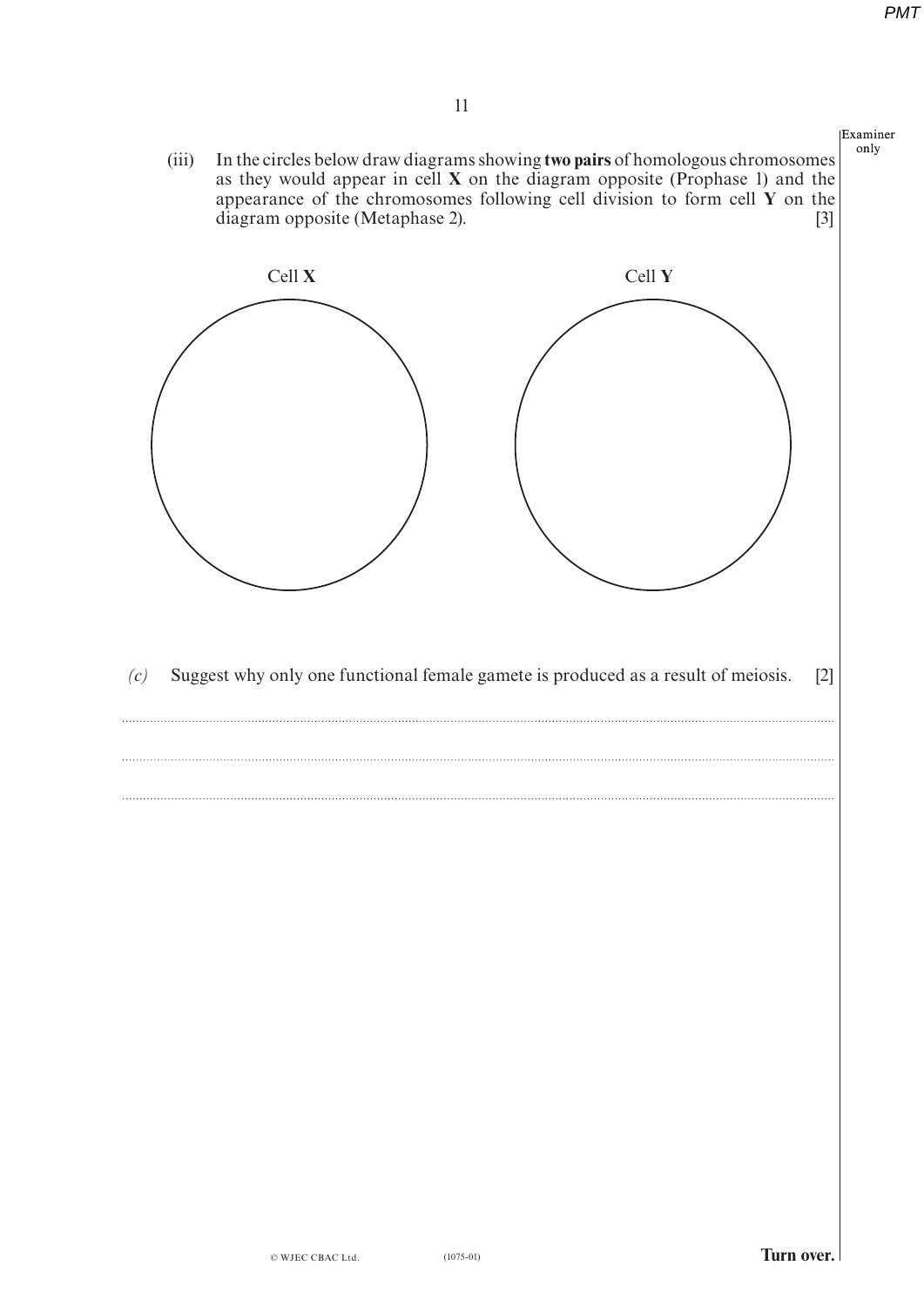(iii) In the circles below draw diagrams showing **two pairs** of homologous chromosomes as they would appear in cell **X** on the diagram opposite (Prophase 1) and the appearance of the chromosomes following cell division to form cell **Y** on the diagram opposite (Metaphase 2). [3]

Cell **X**

Cell **Y**

*(c)* Suggest why only one functional female gamete is produced as a result of meiosis. [2]

..............................................................................................................................................

..............................................................................................................................................

..............................................................................................................................................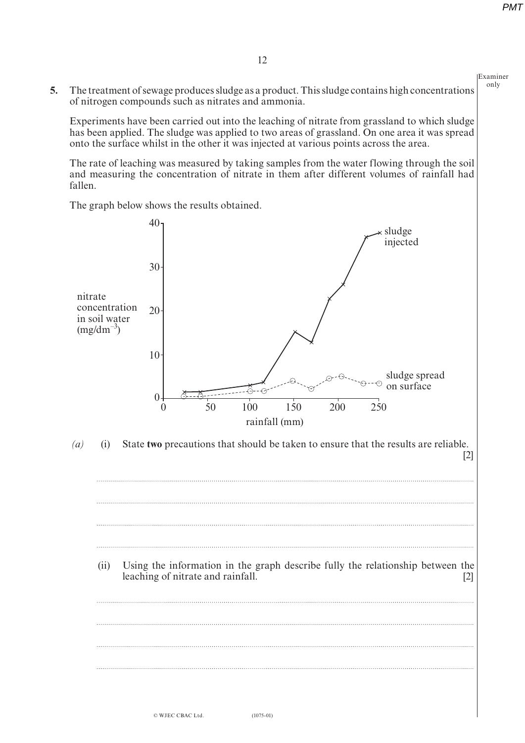**5.** The treatment of sewage produces sludge as a product. This sludge contains high concentrations of nitrogen compounds such as nitrates and ammonia.

Experiments have been carried out into the leaching of nitrate from grassland to which sludge has been applied. The sludge was applied to two areas of grassland. On one area it was spread onto the surface whilst in the other it was injected at various points across the area.

The rate of leaching was measured by taking samples from the water flowing through the soil and measuring the concentration of nitrate in them after different volumes of rainfall had fallen.

The graph below shows the results obtained.

*(a)* (i) State **two** precautions that should be taken to ensure that the results are reliable. [2]

..................................................................................................................................................

..................................................................................................................................................

..................................................................................................................................................

..................................................................................................................................................

(ii) Using the information in the graph describe fully the relationship between the leaching of nitrate and rainfall. [2]

..................................................................................................................................................

..................................................................................................................................................

..................................................................................................................................................

..................................................................................................................................................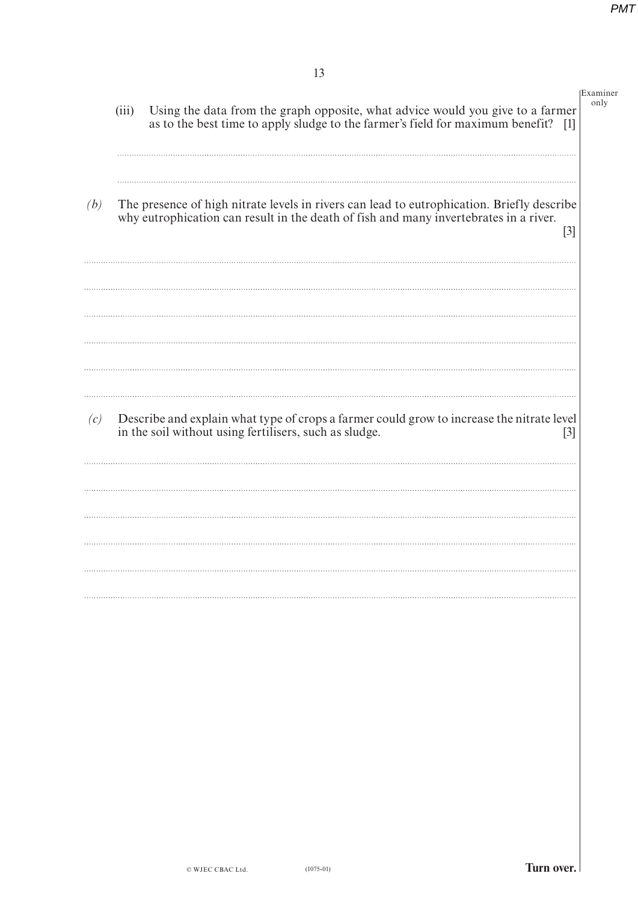(iii) Using the data from the graph opposite, what advice would you give to a farmer as to the best time to apply sludge to the farmer's field for maximum benefit? [1]

*(b)* The presence of high nitrate levels in rivers can lead to eutrophication. Briefly describe why eutrophication can result in the death of fish and many invertebrates in a river. [3]

*(c)* Describe and explain what type of crops a farmer could grow to increase the nitrate level in the soil without using fertilisers, such as sludge. [3]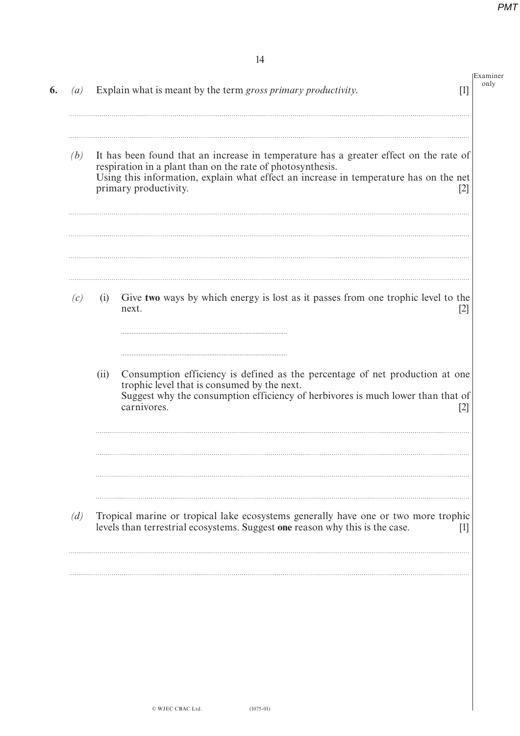**6.** *(a)* Explain what is meant by the term *gross primary productivity*. [1]

*(b)* It has been found that an increase in temperature has a greater effect on the rate of respiration in a plant than on the rate of photosynthesis.
Using this information, explain what effect an increase in temperature has on the net primary productivity. [2]

*(c)* (i) Give **two** ways by which energy is lost as it passes from one trophic level to the next. [2]

(ii) Consumption efficiency is defined as the percentage of net production at one trophic level that is consumed by the next.
Suggest why the consumption efficiency of herbivores is much lower than that of carnivores. [2]

*(d)* Tropical marine or tropical lake ecosystems generally have one or two more trophic levels than terrestrial ecosystems. Suggest **one** reason why this is the case. [1]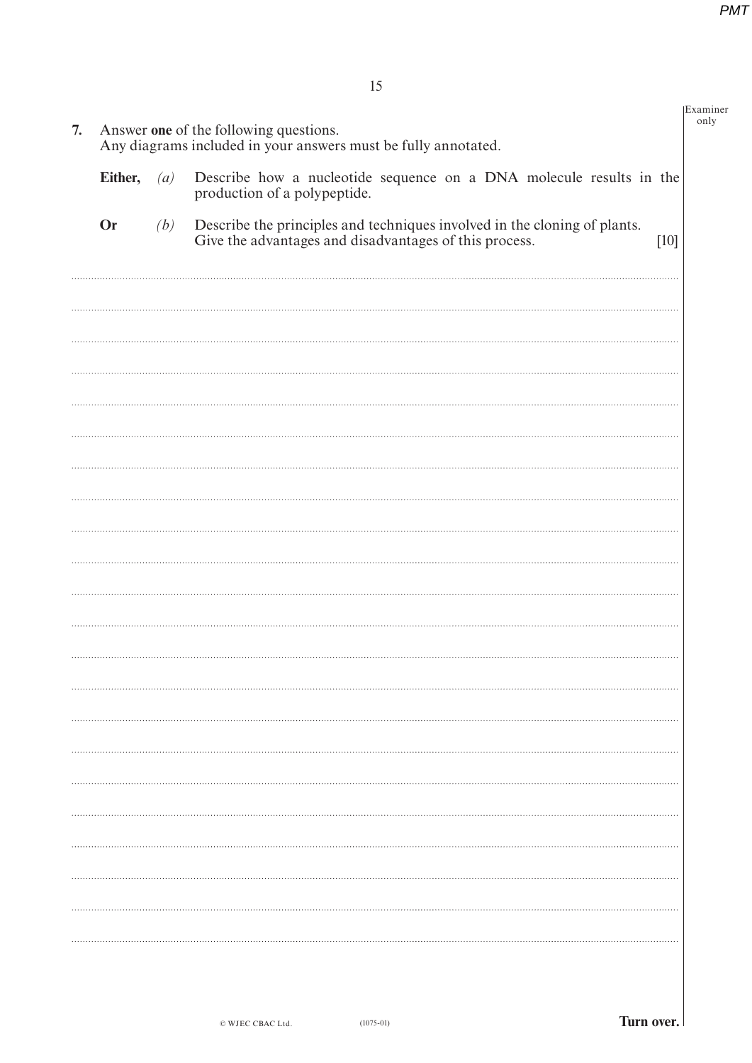**7.** Answer **one** of the following questions.
Any diagrams included in your answers must be fully annotated.

**Either,** *(a)* Describe how a nucleotide sequence on a DNA molecule results in the production of a polypeptide.

**Or** *(b)* Describe the principles and techniques involved in the cloning of plants. Give the advantages and disadvantages of this process. [10]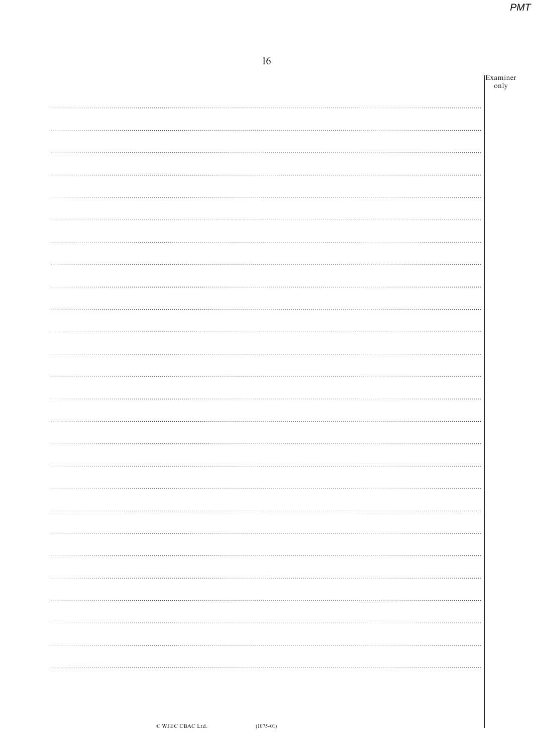Examiner only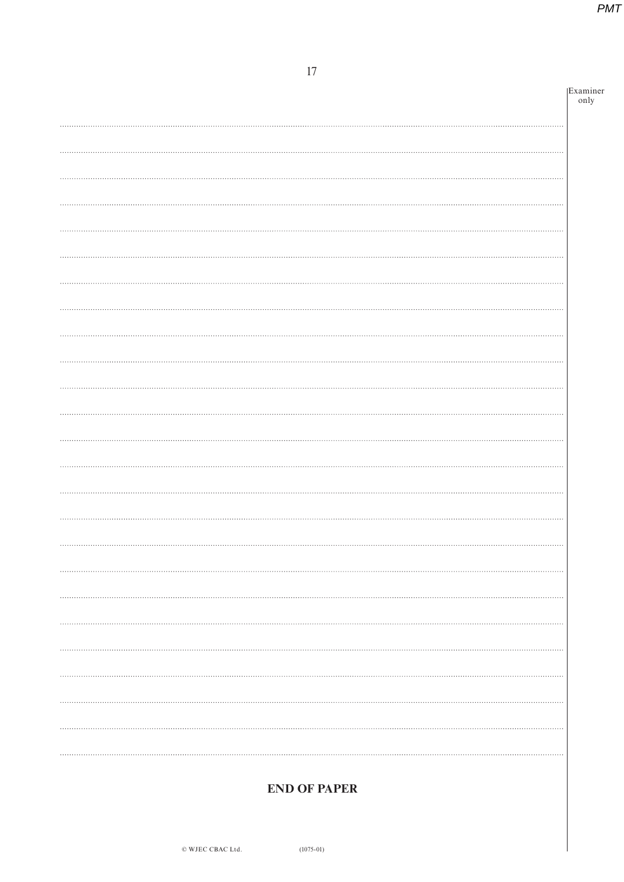**END OF PAPER**